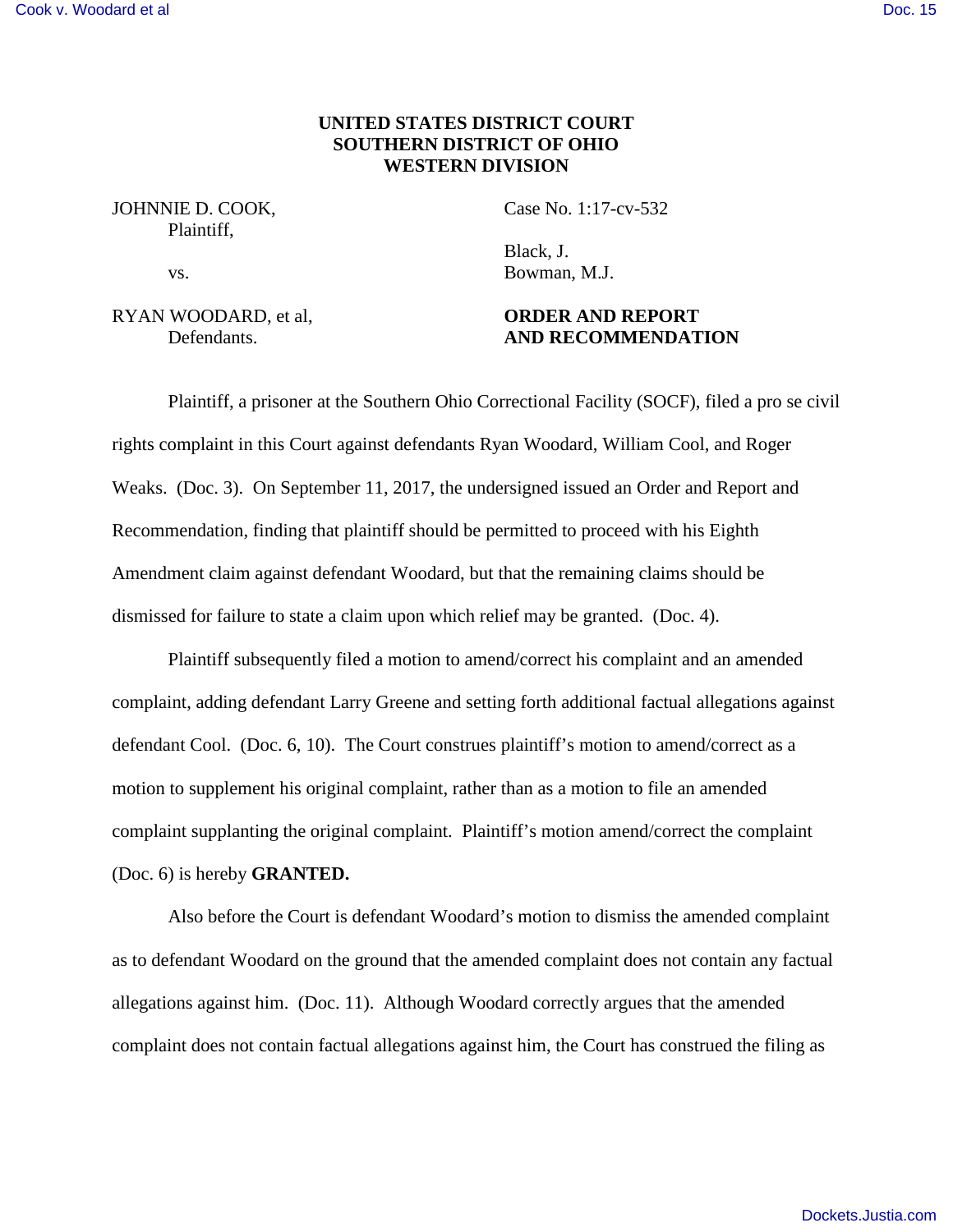**UNITED STATES DISTRICT COURT**
**SOUTHERN DISTRICT OF OHIO**
**WESTERN DIVISION**

JOHNNIE D. COOK,
Plaintiff,

vs.

RYAN WOODARD, et al,
Defendants.

Case No. 1:17-cv-532

Black, J.
Bowman, M.J.

**ORDER AND REPORT AND RECOMMENDATION**

Plaintiff, a prisoner at the Southern Ohio Correctional Facility (SOCF), filed a pro se civil rights complaint in this Court against defendants Ryan Woodard, William Cool, and Roger Weaks. (Doc. 3). On September 11, 2017, the undersigned issued an Order and Report and Recommendation, finding that plaintiff should be permitted to proceed with his Eighth Amendment claim against defendant Woodard, but that the remaining claims should be dismissed for failure to state a claim upon which relief may be granted. (Doc. 4).

Plaintiff subsequently filed a motion to amend/correct his complaint and an amended complaint, adding defendant Larry Greene and setting forth additional factual allegations against defendant Cool. (Doc. 6, 10). The Court construes plaintiff's motion to amend/correct as a motion to supplement his original complaint, rather than as a motion to file an amended complaint supplanting the original complaint. Plaintiff's motion amend/correct the complaint (Doc. 6) is hereby **GRANTED.**

Also before the Court is defendant Woodard's motion to dismiss the amended complaint as to defendant Woodard on the ground that the amended complaint does not contain any factual allegations against him. (Doc. 11). Although Woodard correctly argues that the amended complaint does not contain factual allegations against him, the Court has construed the filing as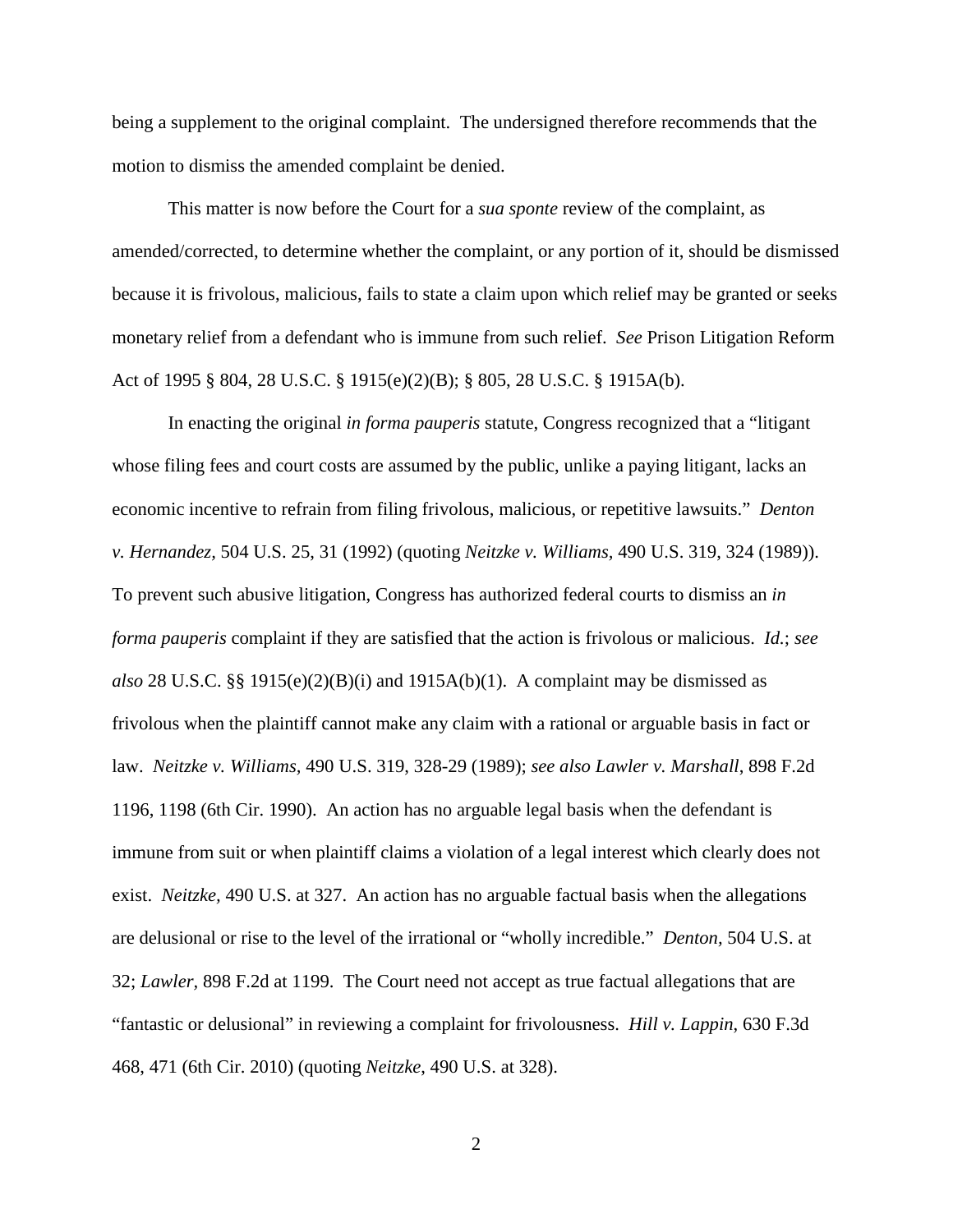being a supplement to the original complaint. The undersigned therefore recommends that the motion to dismiss the amended complaint be denied.

This matter is now before the Court for a *sua sponte* review of the complaint, as amended/corrected, to determine whether the complaint, or any portion of it, should be dismissed because it is frivolous, malicious, fails to state a claim upon which relief may be granted or seeks monetary relief from a defendant who is immune from such relief. *See* Prison Litigation Reform Act of 1995 § 804, 28 U.S.C. § 1915(e)(2)(B); § 805, 28 U.S.C. § 1915A(b).

In enacting the original *in forma pauperis* statute, Congress recognized that a "litigant whose filing fees and court costs are assumed by the public, unlike a paying litigant, lacks an economic incentive to refrain from filing frivolous, malicious, or repetitive lawsuits." *Denton v. Hernandez,* 504 U.S. 25, 31 (1992) (quoting *Neitzke v. Williams,* 490 U.S. 319, 324 (1989)). To prevent such abusive litigation, Congress has authorized federal courts to dismiss an *in forma pauperis* complaint if they are satisfied that the action is frivolous or malicious. *Id.*; *see also* 28 U.S.C. §§ 1915(e)(2)(B)(i) and 1915A(b)(1). A complaint may be dismissed as frivolous when the plaintiff cannot make any claim with a rational or arguable basis in fact or law. *Neitzke v. Williams,* 490 U.S. 319, 328-29 (1989); *see also Lawler v. Marshall*, 898 F.2d 1196, 1198 (6th Cir. 1990). An action has no arguable legal basis when the defendant is immune from suit or when plaintiff claims a violation of a legal interest which clearly does not exist. *Neitzke,* 490 U.S. at 327. An action has no arguable factual basis when the allegations are delusional or rise to the level of the irrational or "wholly incredible." *Denton,* 504 U.S. at 32; *Lawler,* 898 F.2d at 1199. The Court need not accept as true factual allegations that are "fantastic or delusional" in reviewing a complaint for frivolousness. *Hill v. Lappin*, 630 F.3d 468, 471 (6th Cir. 2010) (quoting *Neitzke*, 490 U.S. at 328).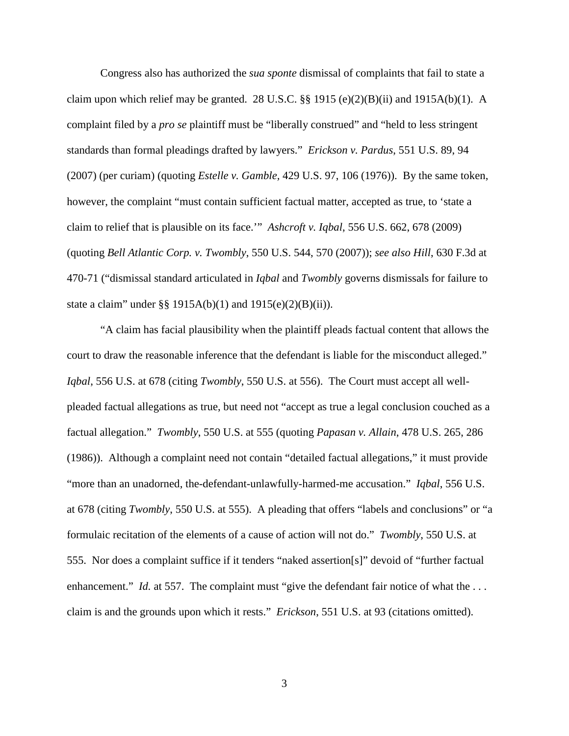Congress also has authorized the *sua sponte* dismissal of complaints that fail to state a claim upon which relief may be granted. 28 U.S.C. §§ 1915 (e)(2)(B)(ii) and 1915A(b)(1). A complaint filed by a *pro se* plaintiff must be "liberally construed" and "held to less stringent standards than formal pleadings drafted by lawyers." *Erickson v. Pardus*, 551 U.S. 89, 94 (2007) (per curiam) (quoting *Estelle v. Gamble*, 429 U.S. 97, 106 (1976)). By the same token, however, the complaint "must contain sufficient factual matter, accepted as true, to 'state a claim to relief that is plausible on its face.'" *Ashcroft v. Iqbal*, 556 U.S. 662, 678 (2009) (quoting *Bell Atlantic Corp. v. Twombly*, 550 U.S. 544, 570 (2007)); *see also Hill*, 630 F.3d at 470-71 ("dismissal standard articulated in *Iqbal* and *Twombly* governs dismissals for failure to state a claim" under §§ 1915A(b)(1) and 1915(e)(2)(B)(ii)).

"A claim has facial plausibility when the plaintiff pleads factual content that allows the court to draw the reasonable inference that the defendant is liable for the misconduct alleged." *Iqbal*, 556 U.S. at 678 (citing *Twombly*, 550 U.S. at 556). The Court must accept all well-pleaded factual allegations as true, but need not "accept as true a legal conclusion couched as a factual allegation." *Twombly*, 550 U.S. at 555 (quoting *Papasan v. Allain*, 478 U.S. 265, 286 (1986)). Although a complaint need not contain "detailed factual allegations," it must provide "more than an unadorned, the-defendant-unlawfully-harmed-me accusation." *Iqbal*, 556 U.S. at 678 (citing *Twombly*, 550 U.S. at 555). A pleading that offers "labels and conclusions" or "a formulaic recitation of the elements of a cause of action will not do." *Twombly*, 550 U.S. at 555. Nor does a complaint suffice if it tenders "naked assertion[s]" devoid of "further factual enhancement." *Id.* at 557. The complaint must "give the defendant fair notice of what the . . . claim is and the grounds upon which it rests." *Erickson*, 551 U.S. at 93 (citations omitted).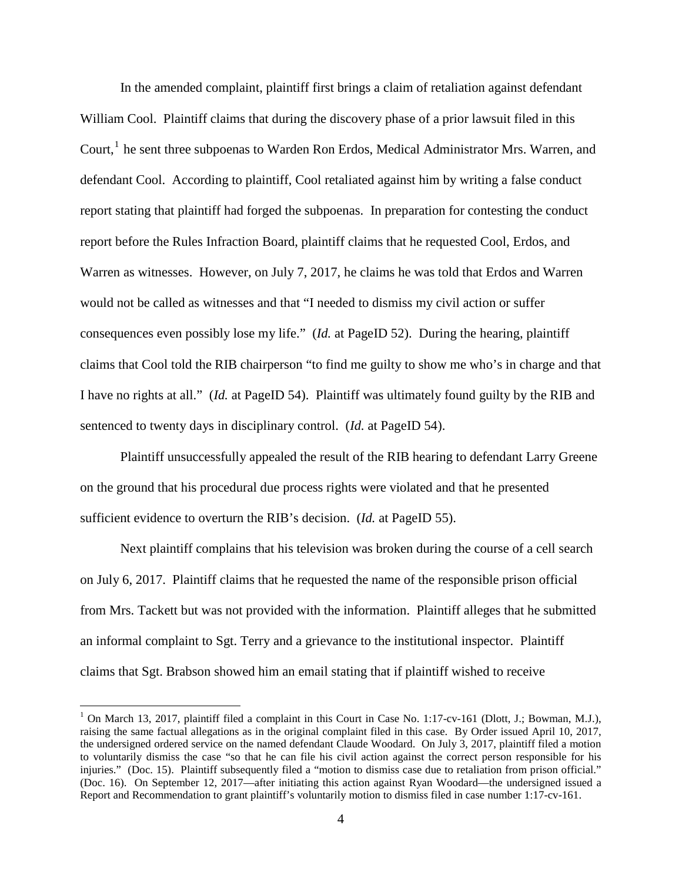In the amended complaint, plaintiff first brings a claim of retaliation against defendant William Cool. Plaintiff claims that during the discovery phase of a prior lawsuit filed in this Court,[1] he sent three subpoenas to Warden Ron Erdos, Medical Administrator Mrs. Warren, and defendant Cool. According to plaintiff, Cool retaliated against him by writing a false conduct report stating that plaintiff had forged the subpoenas. In preparation for contesting the conduct report before the Rules Infraction Board, plaintiff claims that he requested Cool, Erdos, and Warren as witnesses. However, on July 7, 2017, he claims he was told that Erdos and Warren would not be called as witnesses and that "I needed to dismiss my civil action or suffer consequences even possibly lose my life." (*Id.* at PageID 52). During the hearing, plaintiff claims that Cool told the RIB chairperson "to find me guilty to show me who's in charge and that I have no rights at all." (*Id.* at PageID 54). Plaintiff was ultimately found guilty by the RIB and sentenced to twenty days in disciplinary control. (*Id.* at PageID 54).

Plaintiff unsuccessfully appealed the result of the RIB hearing to defendant Larry Greene on the ground that his procedural due process rights were violated and that he presented sufficient evidence to overturn the RIB's decision. (*Id.* at PageID 55).

Next plaintiff complains that his television was broken during the course of a cell search on July 6, 2017. Plaintiff claims that he requested the name of the responsible prison official from Mrs. Tackett but was not provided with the information. Plaintiff alleges that he submitted an informal complaint to Sgt. Terry and a grievance to the institutional inspector. Plaintiff claims that Sgt. Brabson showed him an email stating that if plaintiff wished to receive

[1] On March 13, 2017, plaintiff filed a complaint in this Court in Case No. 1:17-cv-161 (Dlott, J.; Bowman, M.J.), raising the same factual allegations as in the original complaint filed in this case. By Order issued April 10, 2017, the undersigned ordered service on the named defendant Claude Woodard. On July 3, 2017, plaintiff filed a motion to voluntarily dismiss the case "so that he can file his civil action against the correct person responsible for his injuries." (Doc. 15). Plaintiff subsequently filed a "motion to dismiss case due to retaliation from prison official." (Doc. 16). On September 12, 2017—after initiating this action against Ryan Woodard—the undersigned issued a Report and Recommendation to grant plaintiff's voluntarily motion to dismiss filed in case number 1:17-cv-161.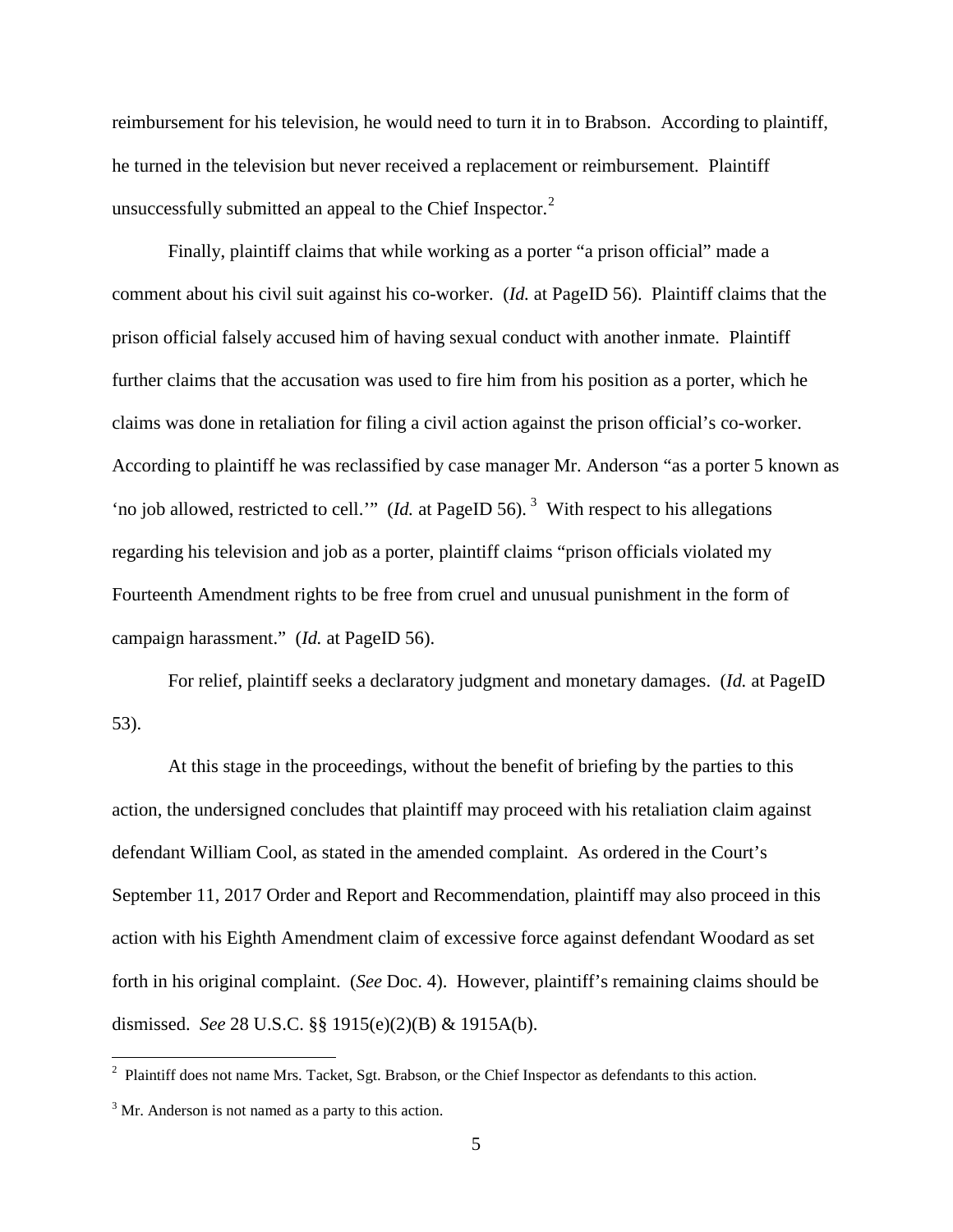reimbursement for his television, he would need to turn it in to Brabson. According to plaintiff, he turned in the television but never received a replacement or reimbursement. Plaintiff unsuccessfully submitted an appeal to the Chief Inspector.[2]

Finally, plaintiff claims that while working as a porter "a prison official" made a comment about his civil suit against his co-worker. (*Id.* at PageID 56). Plaintiff claims that the prison official falsely accused him of having sexual conduct with another inmate. Plaintiff further claims that the accusation was used to fire him from his position as a porter, which he claims was done in retaliation for filing a civil action against the prison official's co-worker. According to plaintiff he was reclassified by case manager Mr. Anderson "as a porter 5 known as 'no job allowed, restricted to cell.'" (*Id.* at PageID 56).[3] With respect to his allegations regarding his television and job as a porter, plaintiff claims "prison officials violated my Fourteenth Amendment rights to be free from cruel and unusual punishment in the form of campaign harassment." (*Id.* at PageID 56).

For relief, plaintiff seeks a declaratory judgment and monetary damages. (*Id.* at PageID 53).

At this stage in the proceedings, without the benefit of briefing by the parties to this action, the undersigned concludes that plaintiff may proceed with his retaliation claim against defendant William Cool, as stated in the amended complaint. As ordered in the Court's September 11, 2017 Order and Report and Recommendation, plaintiff may also proceed in this action with his Eighth Amendment claim of excessive force against defendant Woodard as set forth in his original complaint. (*See* Doc. 4). However, plaintiff's remaining claims should be dismissed. *See* 28 U.S.C. §§ 1915(e)(2)(B) & 1915A(b).

[2] Plaintiff does not name Mrs. Tacket, Sgt. Brabson, or the Chief Inspector as defendants to this action.

[3] Mr. Anderson is not named as a party to this action.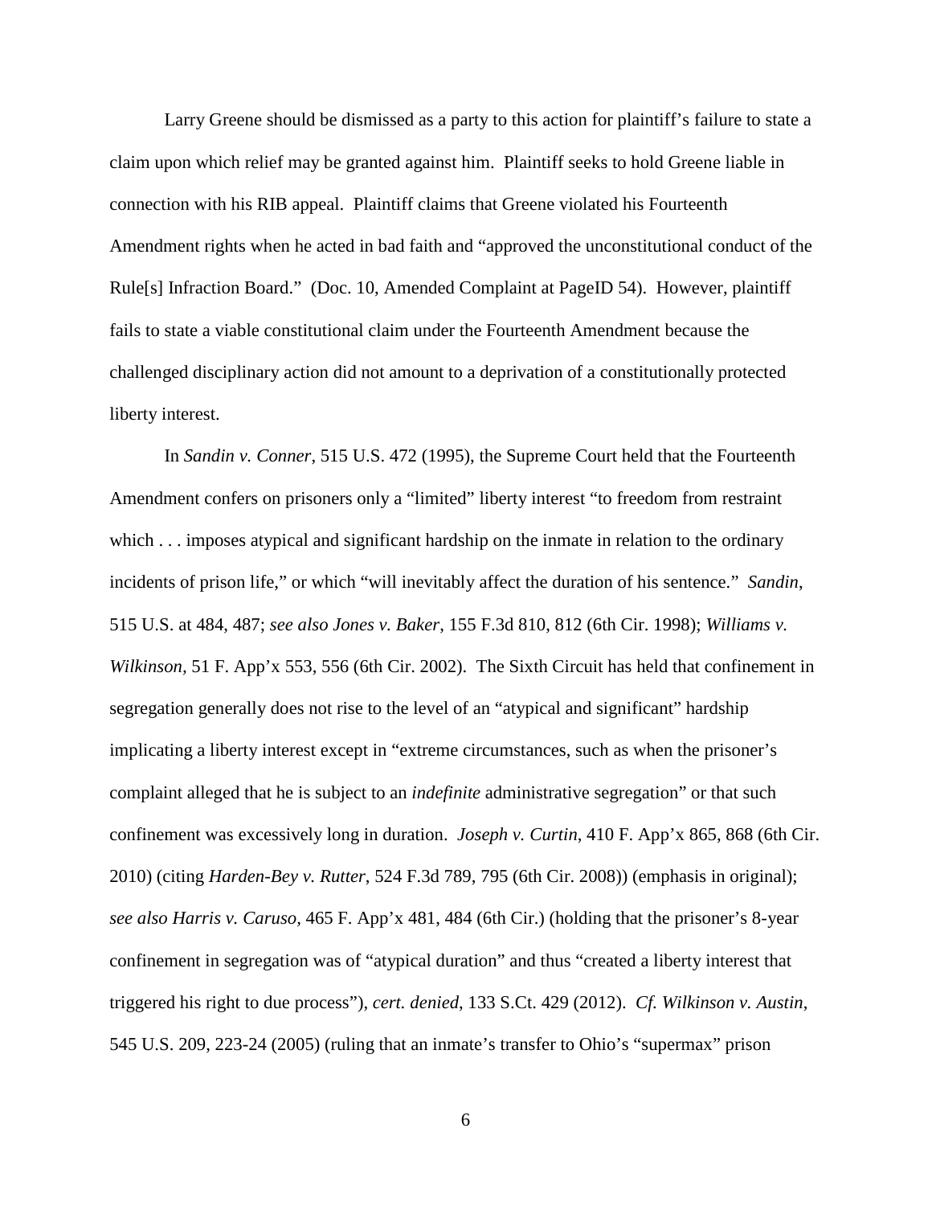Larry Greene should be dismissed as a party to this action for plaintiff's failure to state a claim upon which relief may be granted against him. Plaintiff seeks to hold Greene liable in connection with his RIB appeal. Plaintiff claims that Greene violated his Fourteenth Amendment rights when he acted in bad faith and "approved the unconstitutional conduct of the Rule[s] Infraction Board." (Doc. 10, Amended Complaint at PageID 54). However, plaintiff fails to state a viable constitutional claim under the Fourteenth Amendment because the challenged disciplinary action did not amount to a deprivation of a constitutionally protected liberty interest.

In *Sandin v. Conner*, 515 U.S. 472 (1995), the Supreme Court held that the Fourteenth Amendment confers on prisoners only a "limited" liberty interest "to freedom from restraint which . . . imposes atypical and significant hardship on the inmate in relation to the ordinary incidents of prison life," or which "will inevitably affect the duration of his sentence." *Sandin*, 515 U.S. at 484, 487; *see also Jones v. Baker*, 155 F.3d 810, 812 (6th Cir. 1998); *Williams v. Wilkinson*, 51 F. App'x 553, 556 (6th Cir. 2002). The Sixth Circuit has held that confinement in segregation generally does not rise to the level of an "atypical and significant" hardship implicating a liberty interest except in "extreme circumstances, such as when the prisoner's complaint alleged that he is subject to an *indefinite* administrative segregation" or that such confinement was excessively long in duration. *Joseph v. Curtin*, 410 F. App'x 865, 868 (6th Cir. 2010) (citing *Harden-Bey v. Rutter*, 524 F.3d 789, 795 (6th Cir. 2008)) (emphasis in original); *see also Harris v. Caruso*, 465 F. App'x 481, 484 (6th Cir.) (holding that the prisoner's 8-year confinement in segregation was of "atypical duration" and thus "created a liberty interest that triggered his right to due process"), *cert. denied*, 133 S.Ct. 429 (2012). *Cf. Wilkinson v. Austin*, 545 U.S. 209, 223-24 (2005) (ruling that an inmate's transfer to Ohio's "supermax" prison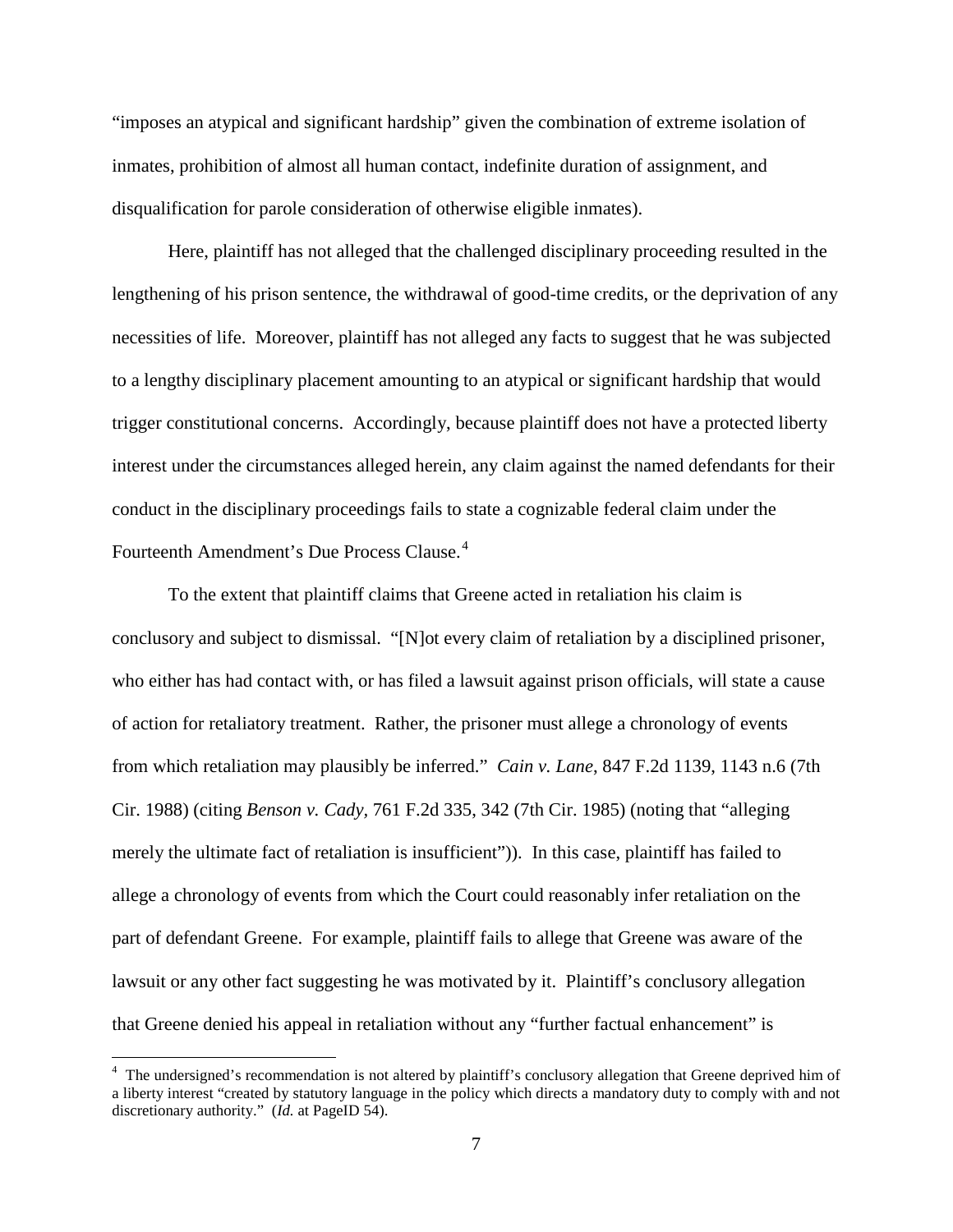"imposes an atypical and significant hardship" given the combination of extreme isolation of inmates, prohibition of almost all human contact, indefinite duration of assignment, and disqualification for parole consideration of otherwise eligible inmates).

Here, plaintiff has not alleged that the challenged disciplinary proceeding resulted in the lengthening of his prison sentence, the withdrawal of good-time credits, or the deprivation of any necessities of life. Moreover, plaintiff has not alleged any facts to suggest that he was subjected to a lengthy disciplinary placement amounting to an atypical or significant hardship that would trigger constitutional concerns. Accordingly, because plaintiff does not have a protected liberty interest under the circumstances alleged herein, any claim against the named defendants for their conduct in the disciplinary proceedings fails to state a cognizable federal claim under the Fourteenth Amendment's Due Process Clause.[4]

To the extent that plaintiff claims that Greene acted in retaliation his claim is conclusory and subject to dismissal. "[N]ot every claim of retaliation by a disciplined prisoner, who either has had contact with, or has filed a lawsuit against prison officials, will state a cause of action for retaliatory treatment. Rather, the prisoner must allege a chronology of events from which retaliation may plausibly be inferred." *Cain v. Lane*, 847 F.2d 1139, 1143 n.6 (7th Cir. 1988) (citing *Benson v. Cady*, 761 F.2d 335, 342 (7th Cir. 1985) (noting that "alleging merely the ultimate fact of retaliation is insufficient")). In this case, plaintiff has failed to allege a chronology of events from which the Court could reasonably infer retaliation on the part of defendant Greene. For example, plaintiff fails to allege that Greene was aware of the lawsuit or any other fact suggesting he was motivated by it. Plaintiff's conclusory allegation that Greene denied his appeal in retaliation without any "further factual enhancement" is

[4] The undersigned's recommendation is not altered by plaintiff's conclusory allegation that Greene deprived him of a liberty interest "created by statutory language in the policy which directs a mandatory duty to comply with and not discretionary authority." (*Id.* at PageID 54).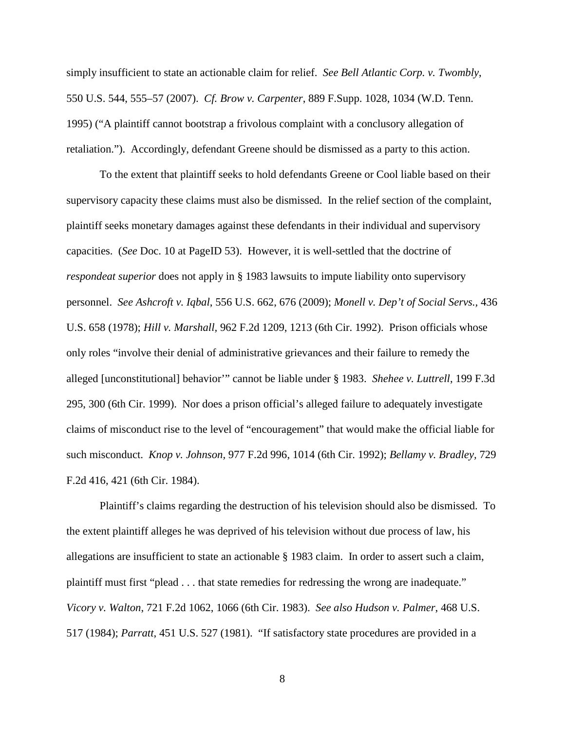simply insufficient to state an actionable claim for relief. *See Bell Atlantic Corp. v. Twombly*, 550 U.S. 544, 555–57 (2007). *Cf. Brow v. Carpenter*, 889 F.Supp. 1028, 1034 (W.D. Tenn. 1995) ("A plaintiff cannot bootstrap a frivolous complaint with a conclusory allegation of retaliation."). Accordingly, defendant Greene should be dismissed as a party to this action.

To the extent that plaintiff seeks to hold defendants Greene or Cool liable based on their supervisory capacity these claims must also be dismissed. In the relief section of the complaint, plaintiff seeks monetary damages against these defendants in their individual and supervisory capacities. (*See* Doc. 10 at PageID 53). However, it is well-settled that the doctrine of *respondeat superior* does not apply in § 1983 lawsuits to impute liability onto supervisory personnel. *See Ashcroft v. Iqbal*, 556 U.S. 662, 676 (2009); *Monell v. Dep't of Social Servs.*, 436 U.S. 658 (1978); *Hill v. Marshall*, 962 F.2d 1209, 1213 (6th Cir. 1992). Prison officials whose only roles "involve their denial of administrative grievances and their failure to remedy the alleged [unconstitutional] behavior'" cannot be liable under § 1983. *Shehee v. Luttrell*, 199 F.3d 295, 300 (6th Cir. 1999). Nor does a prison official's alleged failure to adequately investigate claims of misconduct rise to the level of "encouragement" that would make the official liable for such misconduct. *Knop v. Johnson*, 977 F.2d 996, 1014 (6th Cir. 1992); *Bellamy v. Bradley*, 729 F.2d 416, 421 (6th Cir. 1984).

Plaintiff's claims regarding the destruction of his television should also be dismissed. To the extent plaintiff alleges he was deprived of his television without due process of law, his allegations are insufficient to state an actionable § 1983 claim. In order to assert such a claim, plaintiff must first "plead . . . that state remedies for redressing the wrong are inadequate." *Vicory v. Walton*, 721 F.2d 1062, 1066 (6th Cir. 1983). *See also Hudson v. Palmer*, 468 U.S. 517 (1984); *Parratt*, 451 U.S. 527 (1981). "If satisfactory state procedures are provided in a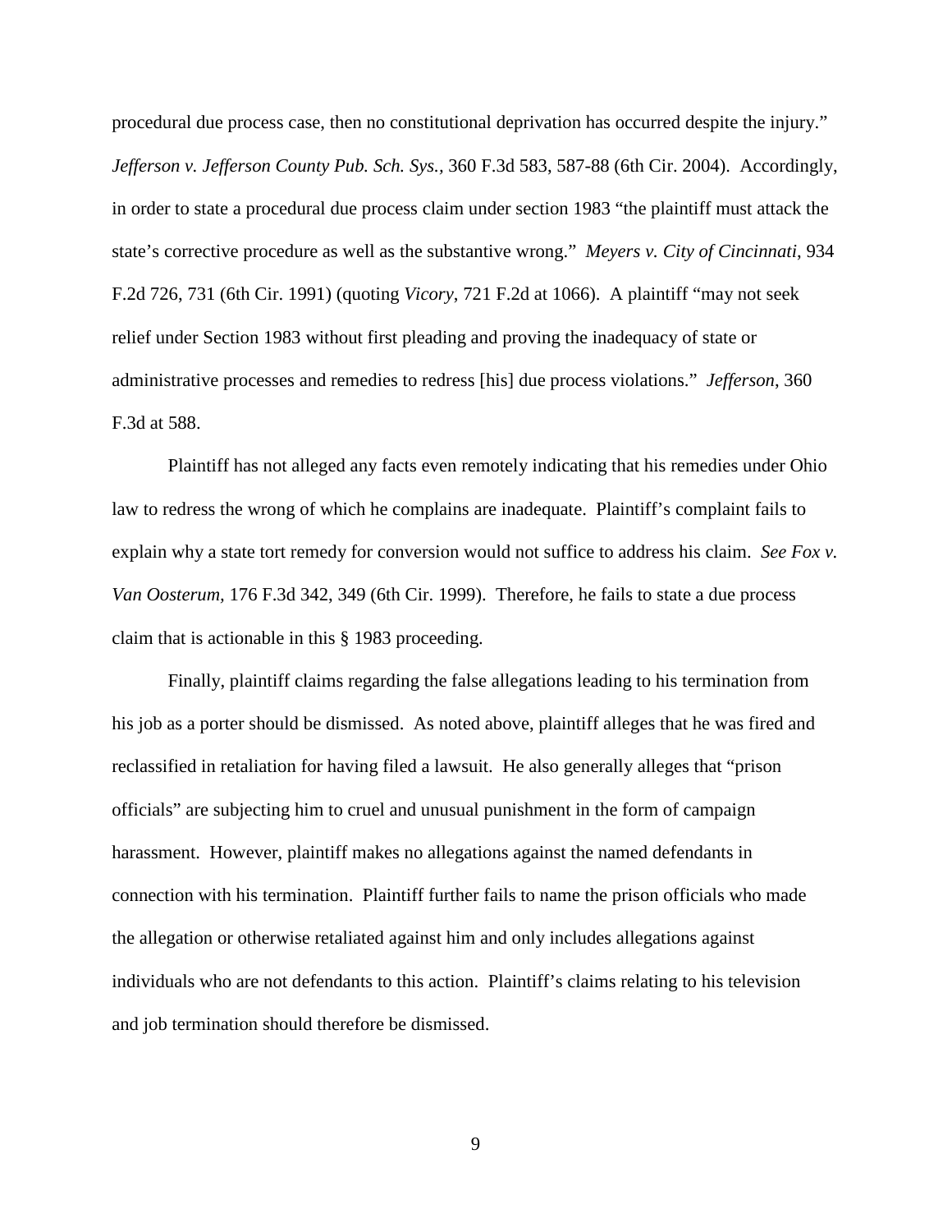procedural due process case, then no constitutional deprivation has occurred despite the injury." *Jefferson v. Jefferson County Pub. Sch. Sys.*, 360 F.3d 583, 587-88 (6th Cir. 2004). Accordingly, in order to state a procedural due process claim under section 1983 "the plaintiff must attack the state's corrective procedure as well as the substantive wrong." *Meyers v. City of Cincinnati*, 934 F.2d 726, 731 (6th Cir. 1991) (quoting *Vicory*, 721 F.2d at 1066). A plaintiff "may not seek relief under Section 1983 without first pleading and proving the inadequacy of state or administrative processes and remedies to redress [his] due process violations." *Jefferson*, 360 F.3d at 588.

Plaintiff has not alleged any facts even remotely indicating that his remedies under Ohio law to redress the wrong of which he complains are inadequate. Plaintiff's complaint fails to explain why a state tort remedy for conversion would not suffice to address his claim. *See Fox v. Van Oosterum*, 176 F.3d 342, 349 (6th Cir. 1999). Therefore, he fails to state a due process claim that is actionable in this § 1983 proceeding.

Finally, plaintiff claims regarding the false allegations leading to his termination from his job as a porter should be dismissed. As noted above, plaintiff alleges that he was fired and reclassified in retaliation for having filed a lawsuit. He also generally alleges that "prison officials" are subjecting him to cruel and unusual punishment in the form of campaign harassment. However, plaintiff makes no allegations against the named defendants in connection with his termination. Plaintiff further fails to name the prison officials who made the allegation or otherwise retaliated against him and only includes allegations against individuals who are not defendants to this action. Plaintiff's claims relating to his television and job termination should therefore be dismissed.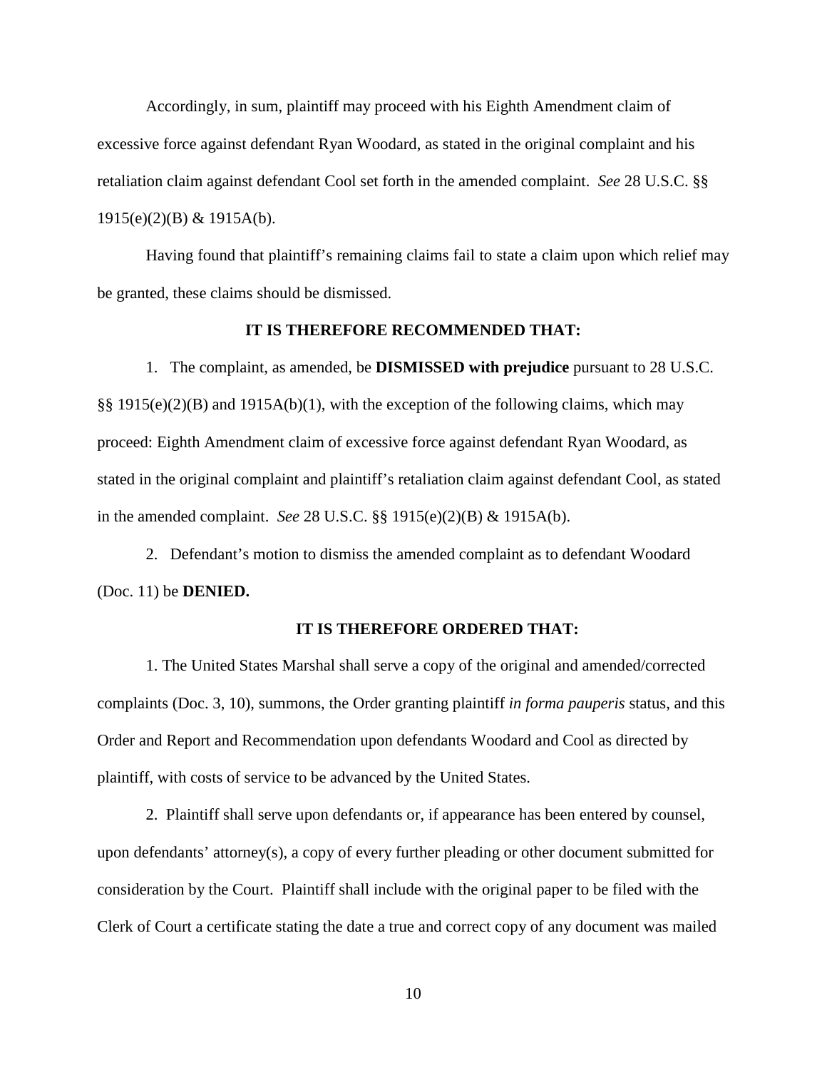Accordingly, in sum, plaintiff may proceed with his Eighth Amendment claim of excessive force against defendant Ryan Woodard, as stated in the original complaint and his retaliation claim against defendant Cool set forth in the amended complaint. *See* 28 U.S.C. §§ 1915(e)(2)(B) & 1915A(b).

Having found that plaintiff's remaining claims fail to state a claim upon which relief may be granted, these claims should be dismissed.

**IT IS THEREFORE RECOMMENDED THAT:**

1. The complaint, as amended, be **DISMISSED with prejudice** pursuant to 28 U.S.C. §§ 1915(e)(2)(B) and 1915A(b)(1), with the exception of the following claims, which may proceed: Eighth Amendment claim of excessive force against defendant Ryan Woodard, as stated in the original complaint and plaintiff's retaliation claim against defendant Cool, as stated in the amended complaint. *See* 28 U.S.C. §§ 1915(e)(2)(B) & 1915A(b).

2. Defendant's motion to dismiss the amended complaint as to defendant Woodard (Doc. 11) be **DENIED.**

**IT IS THEREFORE ORDERED THAT:**

1. The United States Marshal shall serve a copy of the original and amended/corrected complaints (Doc. 3, 10), summons, the Order granting plaintiff *in forma pauperis* status, and this Order and Report and Recommendation upon defendants Woodard and Cool as directed by plaintiff, with costs of service to be advanced by the United States.

2. Plaintiff shall serve upon defendants or, if appearance has been entered by counsel, upon defendants' attorney(s), a copy of every further pleading or other document submitted for consideration by the Court. Plaintiff shall include with the original paper to be filed with the Clerk of Court a certificate stating the date a true and correct copy of any document was mailed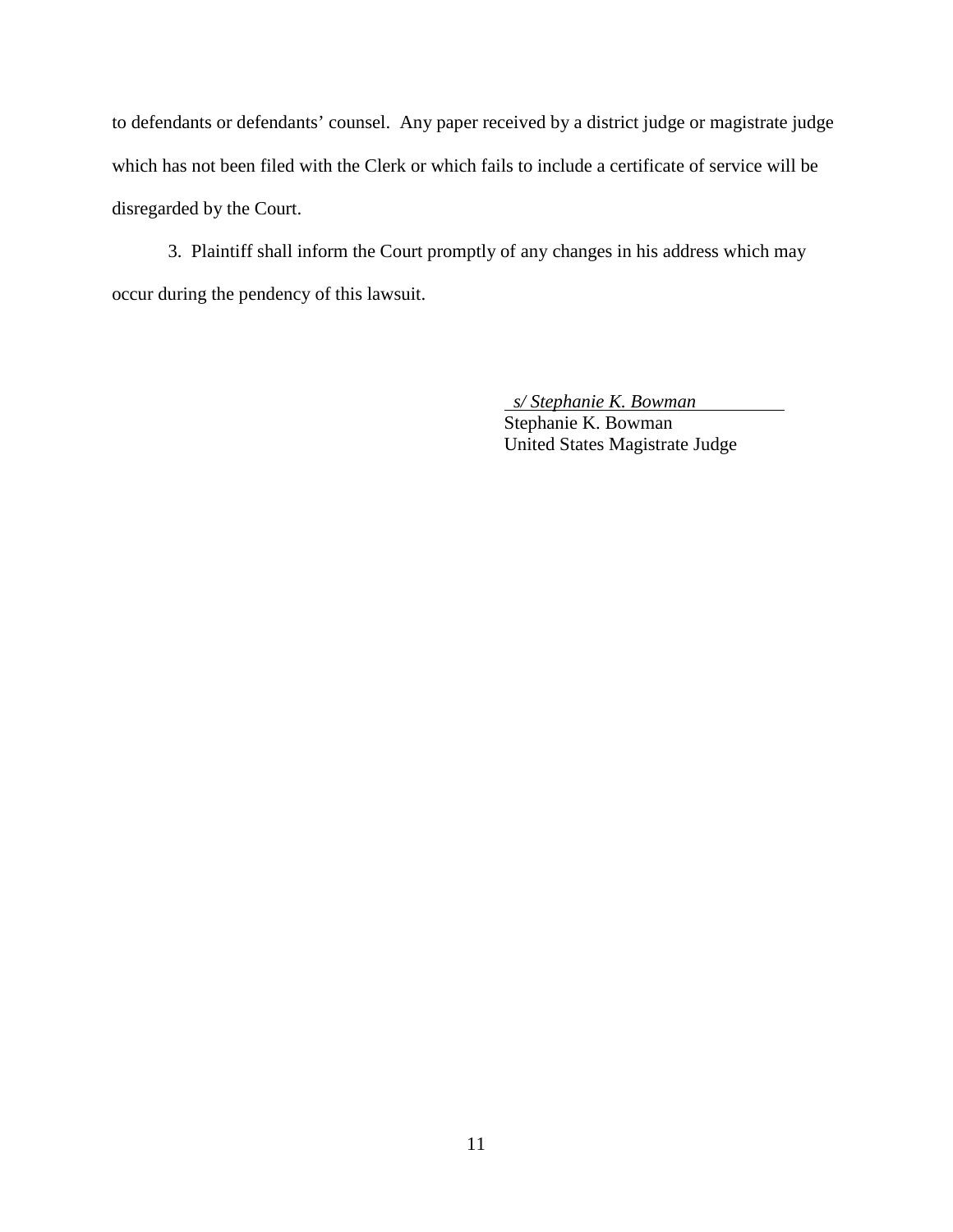to defendants or defendants' counsel. Any paper received by a district judge or magistrate judge which has not been filed with the Clerk or which fails to include a certificate of service will be disregarded by the Court.

3. Plaintiff shall inform the Court promptly of any changes in his address which may occur during the pendency of this lawsuit.

*s/ Stephanie K. Bowman*
Stephanie K. Bowman
United States Magistrate Judge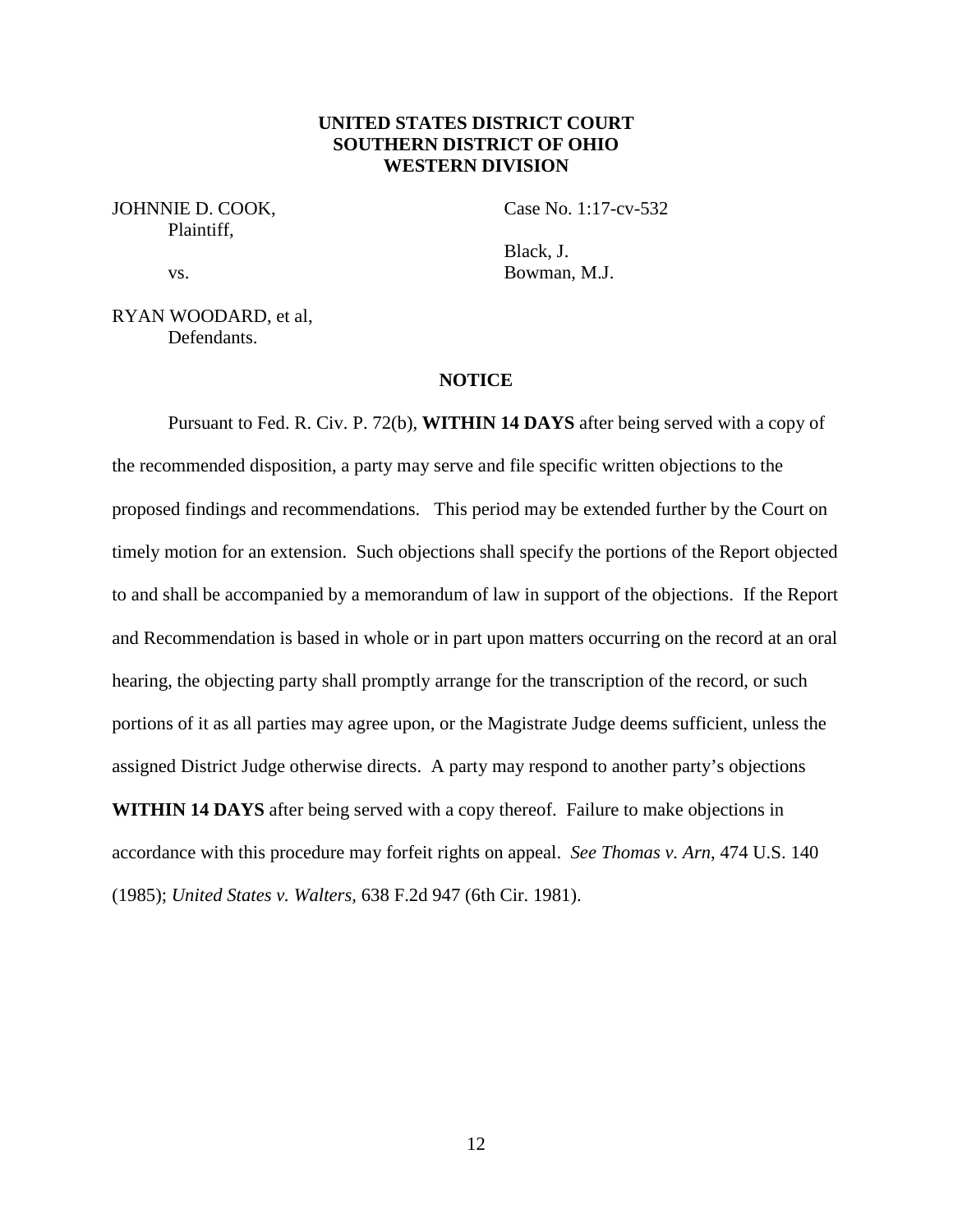**UNITED STATES DISTRICT COURT**
**SOUTHERN DISTRICT OF OHIO**
**WESTERN DIVISION**

JOHNNIE D. COOK,
Plaintiff,

Case No. 1:17-cv-532

vs.

Black, J.
Bowman, M.J.

RYAN WOODARD, et al,
Defendants.

**NOTICE**

Pursuant to Fed. R. Civ. P. 72(b), **WITHIN 14 DAYS** after being served with a copy of the recommended disposition, a party may serve and file specific written objections to the proposed findings and recommendations. This period may be extended further by the Court on timely motion for an extension. Such objections shall specify the portions of the Report objected to and shall be accompanied by a memorandum of law in support of the objections. If the Report and Recommendation is based in whole or in part upon matters occurring on the record at an oral hearing, the objecting party shall promptly arrange for the transcription of the record, or such portions of it as all parties may agree upon, or the Magistrate Judge deems sufficient, unless the assigned District Judge otherwise directs. A party may respond to another party's objections **WITHIN 14 DAYS** after being served with a copy thereof. Failure to make objections in accordance with this procedure may forfeit rights on appeal. *See Thomas v. Arn*, 474 U.S. 140 (1985); *United States v. Walters*, 638 F.2d 947 (6th Cir. 1981).